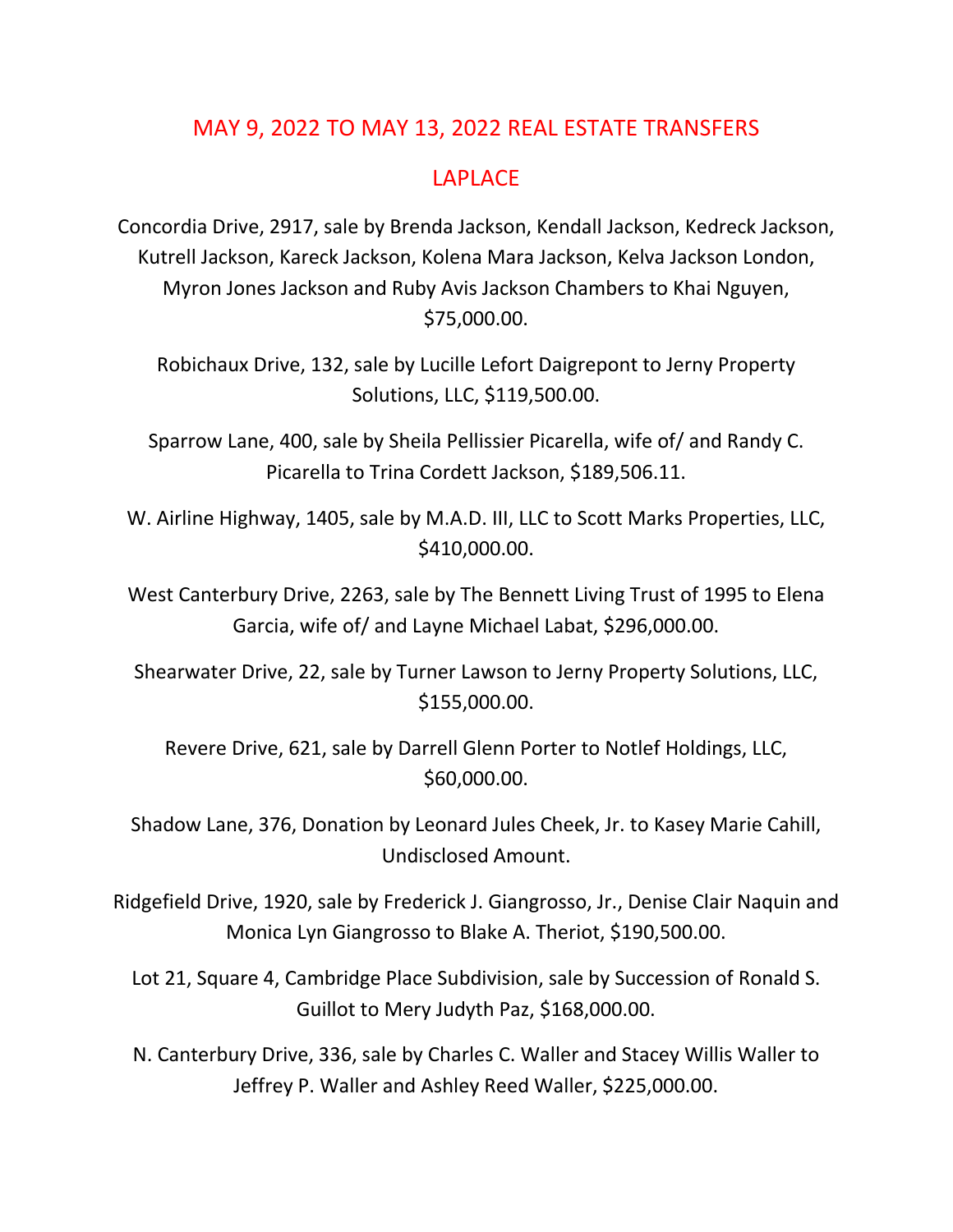# MAY 9, 2022 TO MAY 13, 2022 REAL ESTATE TRANSFERS

## LAPLACE

Concordia Drive, 2917, sale by Brenda Jackson, Kendall Jackson, Kedreck Jackson, Kutrell Jackson, Kareck Jackson, Kolena Mara Jackson, Kelva Jackson London, Myron Jones Jackson and Ruby Avis Jackson Chambers to Khai Nguyen, $75,000.00.

Robichaux Drive, 132, sale by Lucille Lefort Daigrepont to Jerny Property Solutions, LLC, $119,500.00.

Sparrow Lane, 400, sale by Sheila Pellissier Picarella, wife of/ and Randy C. Picarella to Trina Cordett Jackson, $189,506.11.

W. Airline Highway, 1405, sale by M.A.D. III, LLC to Scott Marks Properties, LLC, $410,000.00.

West Canterbury Drive, 2263, sale by The Bennett Living Trust of 1995 to Elena Garcia, wife of/ and Layne Michael Labat, $296,000.00.

Shearwater Drive, 22, sale by Turner Lawson to Jerny Property Solutions, LLC, $155,000.00.

Revere Drive, 621, sale by Darrell Glenn Porter to Notlef Holdings, LLC, $60,000.00.

Shadow Lane, 376, Donation by Leonard Jules Cheek, Jr. to Kasey Marie Cahill, Undisclosed Amount.

Ridgefield Drive, 1920, sale by Frederick J. Giangrosso, Jr., Denise Clair Naquin and Monica Lyn Giangrosso to Blake A. Theriot, $190,500.00.

Lot 21, Square 4, Cambridge Place Subdivision, sale by Succession of Ronald S. Guillot to Mery Judyth Paz, $168,000.00.

N. Canterbury Drive, 336, sale by Charles C. Waller and Stacey Willis Waller to Jeffrey P. Waller and Ashley Reed Waller, $225,000.00.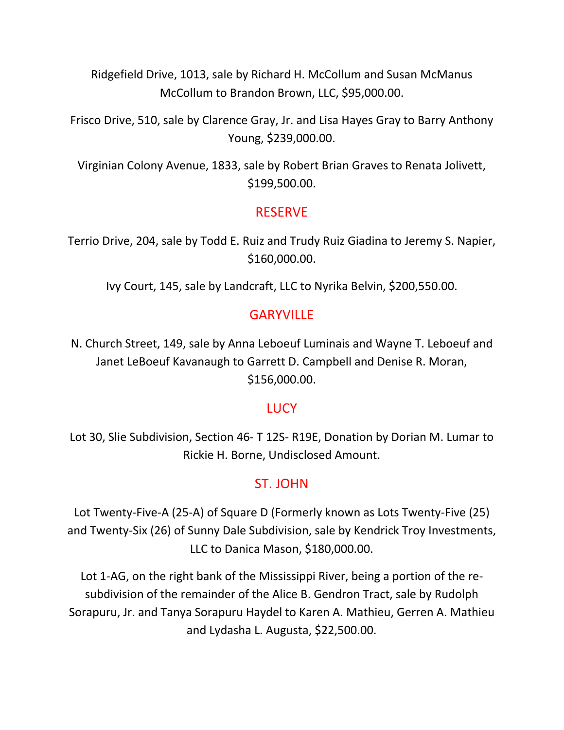Ridgefield Drive, 1013, sale by Richard H. McCollum and Susan McManus McCollum to Brandon Brown, LLC, $95,000.00.

Frisco Drive, 510, sale by Clarence Gray, Jr. and Lisa Hayes Gray to Barry Anthony Young, $239,000.00.

Virginian Colony Avenue, 1833, sale by Robert Brian Graves to Renata Jolivett, $199,500.00.

## RESERVE

Terrio Drive, 204, sale by Todd E. Ruiz and Trudy Ruiz Giadina to Jeremy S. Napier, $160,000.00.

Ivy Court, 145, sale by Landcraft, LLC to Nyrika Belvin, $200,550.00.

## GARYVILLE

N. Church Street, 149, sale by Anna Leboeuf Luminais and Wayne T. Leboeuf and Janet LeBoeuf Kavanaugh to Garrett D. Campbell and Denise R. Moran, $156,000.00.

## LUCY

Lot 30, Slie Subdivision, Section 46- T 12S- R19E, Donation by Dorian M. Lumar to Rickie H. Borne, Undisclosed Amount.

## ST. JOHN

Lot Twenty-Five-A (25-A) of Square D (Formerly known as Lots Twenty-Five (25) and Twenty-Six (26) of Sunny Dale Subdivision, sale by Kendrick Troy Investments, LLC to Danica Mason, $180,000.00.

Lot 1-AG, on the right bank of the Mississippi River, being a portion of the re-subdivision of the remainder of the Alice B. Gendron Tract, sale by Rudolph Sorapuru, Jr. and Tanya Sorapuru Haydel to Karen A. Mathieu, Gerren A. Mathieu and Lydasha L. Augusta, $22,500.00.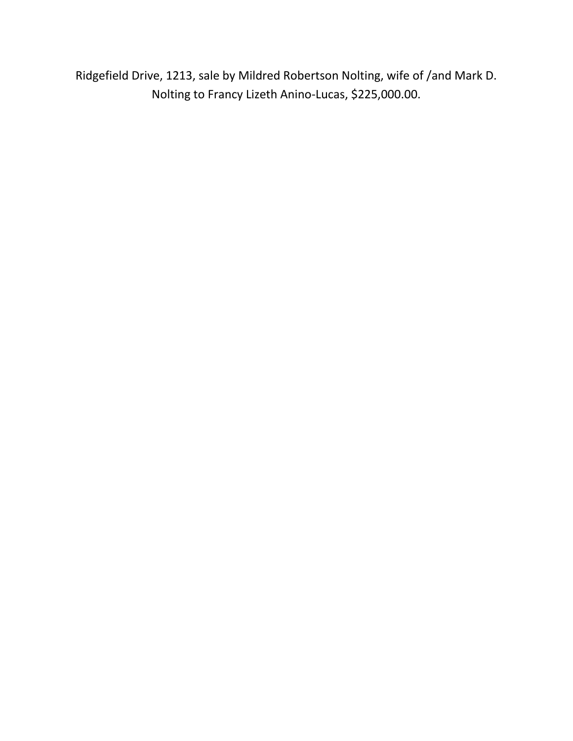Ridgefield Drive, 1213, sale by Mildred Robertson Nolting, wife of /and Mark D. Nolting to Francy Lizeth Anino-Lucas, $225,000.00.